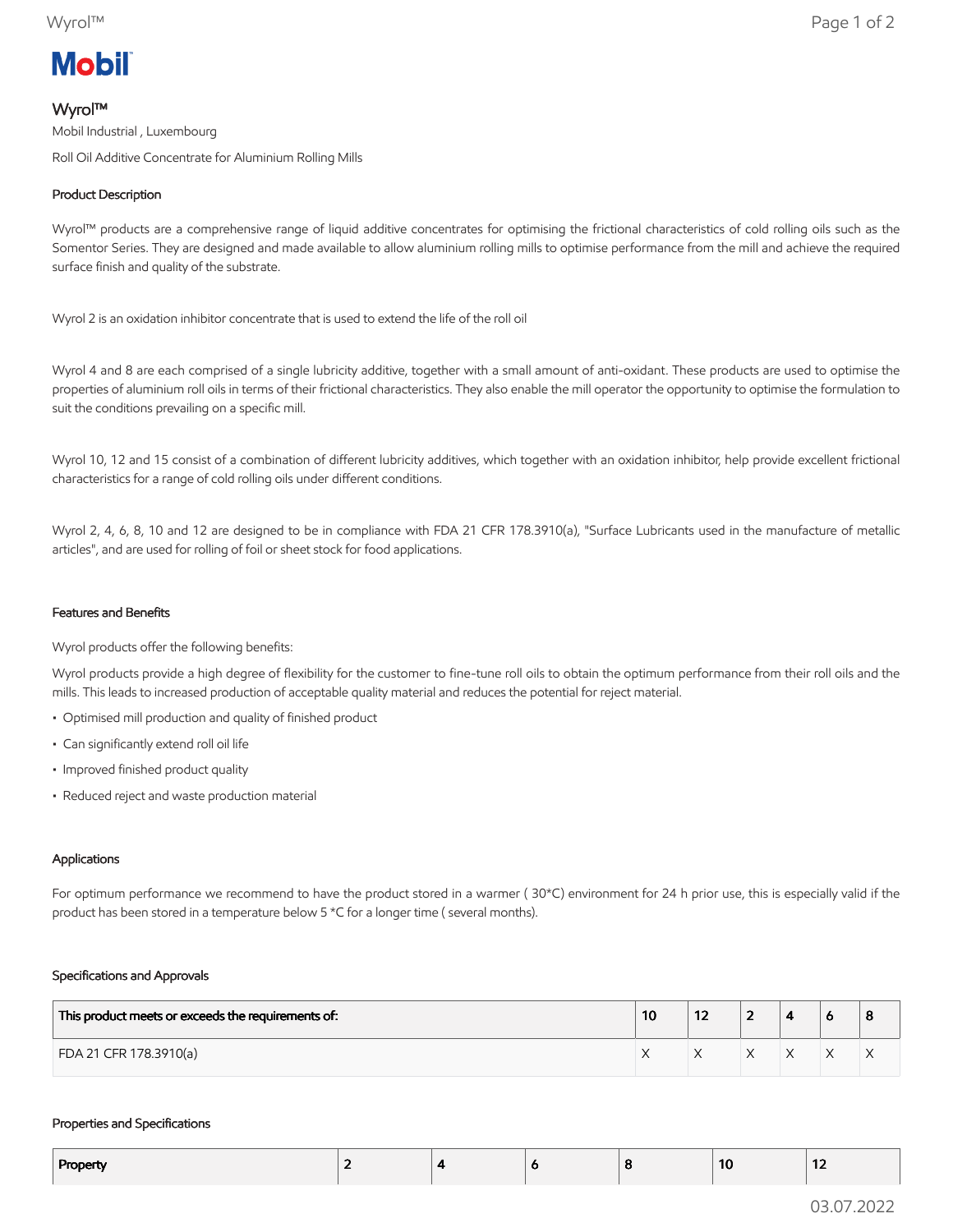Mobil

# Wyrol™

Mobil Industrial , Luxembourg

Roll Oil Additive Concentrate for Aluminium Rolling Mills

## Product Description

Wyrol™ products are a comprehensive range of liquid additive concentrates for optimising the frictional characteristics of cold rolling oils such as the Somentor Series. They are designed and made available to allow aluminium rolling mills to optimise performance from the mill and achieve the required surface finish and quality of the substrate.

Wyrol 2 is an oxidation inhibitor concentrate that is used to extend the life of the roll oil

Wyrol 4 and 8 are each comprised of a single lubricity additive, together with a small amount of anti-oxidant. These products are used to optimise the properties of aluminium roll oils in terms of their frictional characteristics. They also enable the mill operator the opportunity to optimise the formulation to suit the conditions prevailing on a specific mill.

Wyrol 10, 12 and 15 consist of a combination of different lubricity additives, which together with an oxidation inhibitor, help provide excellent frictional characteristics for a range of cold rolling oils under different conditions.

Wyrol 2, 4, 6, 8, 10 and 12 are designed to be in compliance with FDA 21 CFR 178.3910(a), "Surface Lubricants used in the manufacture of metallic articles", and are used for rolling of foil or sheet stock for food applications.

## Features and Benefits

Wyrol products offer the following benefits:

Wyrol products provide a high degree of flexibility for the customer to fine-tune roll oils to obtain the optimum performance from their roll oils and the mills. This leads to increased production of acceptable quality material and reduces the potential for reject material.

- Optimised mill production and quality of finished product
- Can significantly extend roll oil life
- Improved finished product quality
- Reduced reject and waste production material

## Applications

For optimum performance we recommend to have the product stored in a warmer ( 30*C) environment for 24 h prior use, this is especially valid if the product has been stored in a temperature below 5 *C for a longer time ( several months).

## Specifications and Approvals

| This product meets or exceeds the requirements of: | 10 | 12 | 2 | 4 | 6 | 8 |
|---|---|---|---|---|---|---|
| FDA 21 CFR 178.3910(a) | X | X | X | X | X | X |

## Properties and Specifications

| Property | 2 | 4 | 6 | 8 | 10 | 12 |
|---|---|---|---|---|---|---|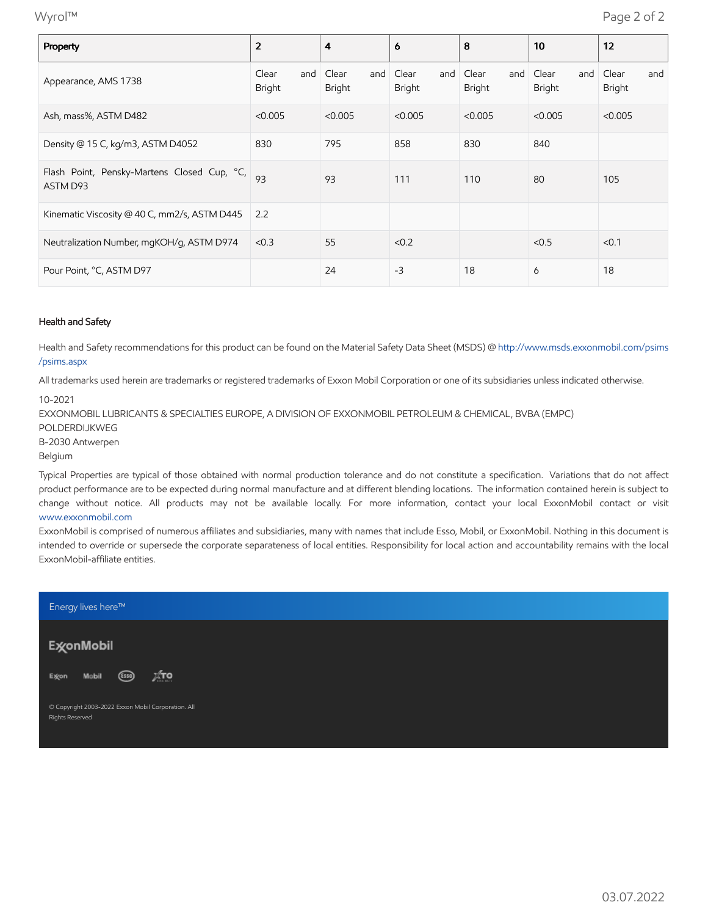| Property | 2 | 4 | 6 | 8 | 10 | 12 |
|---|---|---|---|---|---|---|
| Appearance, AMS 1738 | Clear and Bright | Clear and Bright | Clear and Bright | Clear and Bright | Clear and Bright | Clear and Bright |
| Ash, mass%, ASTM D482 | <0.005 | <0.005 | <0.005 | <0.005 | <0.005 | <0.005 |
| Density @ 15 C, kg/m3, ASTM D4052 | 830 | 795 | 858 | 830 | 840 | |
| Flash Point, Pensky-Martens Closed Cup, °C, ASTM D93 | 93 | 93 | 111 | 110 | 80 | 105 |
| Kinematic Viscosity @ 40 C, mm2/s, ASTM D445 | 2.2 | | | | | |
| Neutralization Number, mgKOH/g, ASTM D974 | <0.3 | 55 | <0.2 | | <0.5 | <0.1 |
| Pour Point, °C, ASTM D97 | | 24 | -3 | 18 | 6 | 18 |

### Health and Safety

Health and Safety recommendations for this product can be found on the Material Safety Data Sheet (MSDS) @ http://www.msds.exxonmobil.com/psims/psims.aspx

All trademarks used herein are trademarks or registered trademarks of Exxon Mobil Corporation or one of its subsidiaries unless indicated otherwise.

10-2021
EXXONMOBIL LUBRICANTS & SPECIALTIES EUROPE, A DIVISION OF EXXONMOBIL PETROLEUM & CHEMICAL, BVBA (EMPC)
POLDERDIJKWEG
B-2030 Antwerpen
Belgium

Typical Properties are typical of those obtained with normal production tolerance and do not constitute a specification. Variations that do not affect product performance are to be expected during normal manufacture and at different blending locations. The information contained herein is subject to change without notice. All products may not be available locally. For more information, contact your local ExxonMobil contact or visit www.exxonmobil.com

ExxonMobil is comprised of numerous affiliates and subsidiaries, many with names that include Esso, Mobil, or ExxonMobil. Nothing in this document is intended to override or supersede the corporate separateness of local entities. Responsibility for local action and accountability remains with the local ExxonMobil-affiliate entities.

Energy lives here™

ExxonMobil

Exxon Mobil Esso XTO

© Copyright 2003-2022 Exxon Mobil Corporation. All Rights Reserved